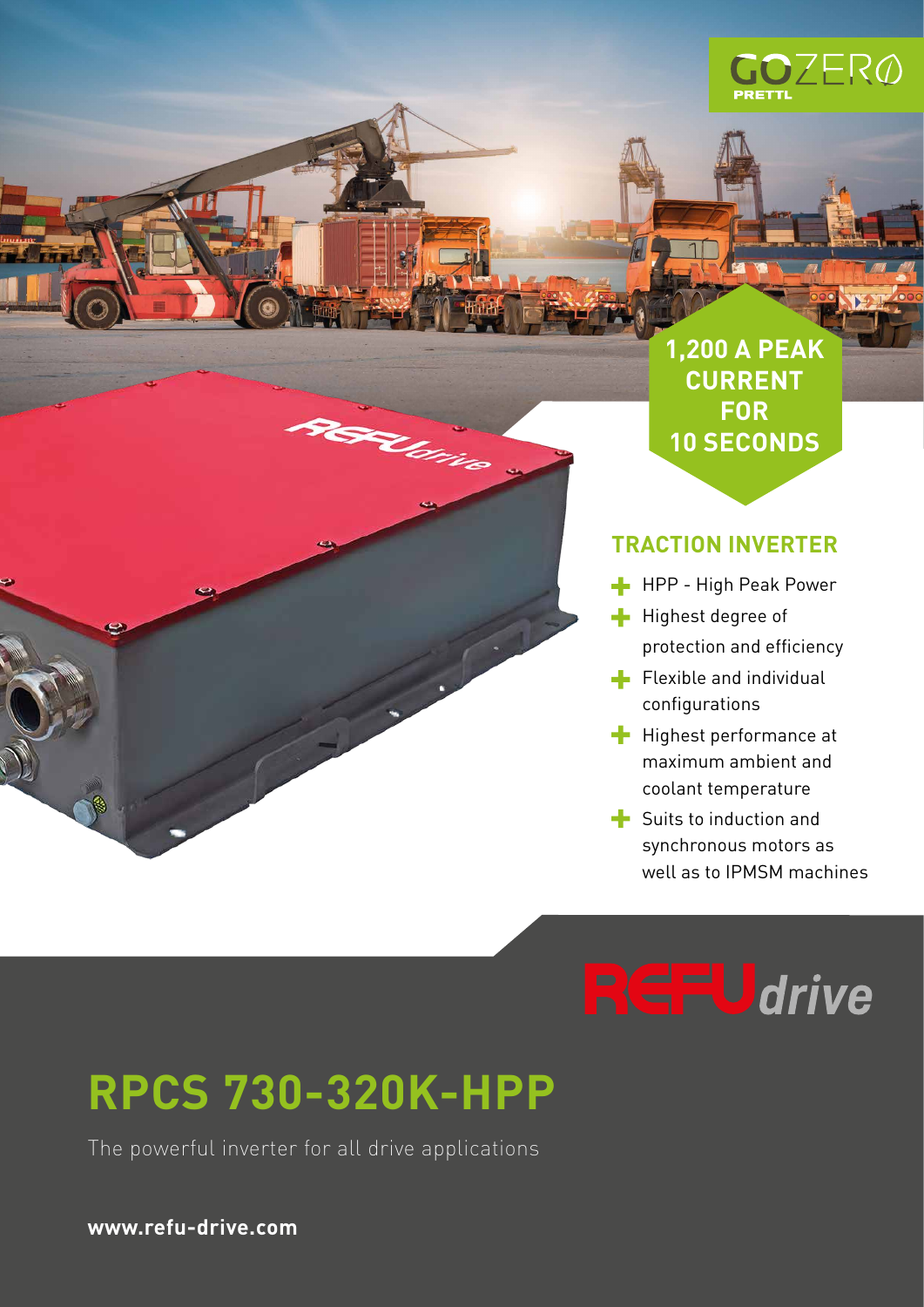GOZERO PRETTL

**1,200 A PEAK CURRENT FOR 10 SECONDS**

## TRACTION INVERTER

- HPP - High Peak Power
- Highest degree of protection and efficiency
- Flexible and individual configurations
- Highest performance at maximum ambient and coolant temperature
- Suits to induction and synchronous motors as well as to IPMSM machines

REFUdrive

# RPCS 730-320K-HPP

The powerful inverter for all drive applications

**www.refu-drive.com**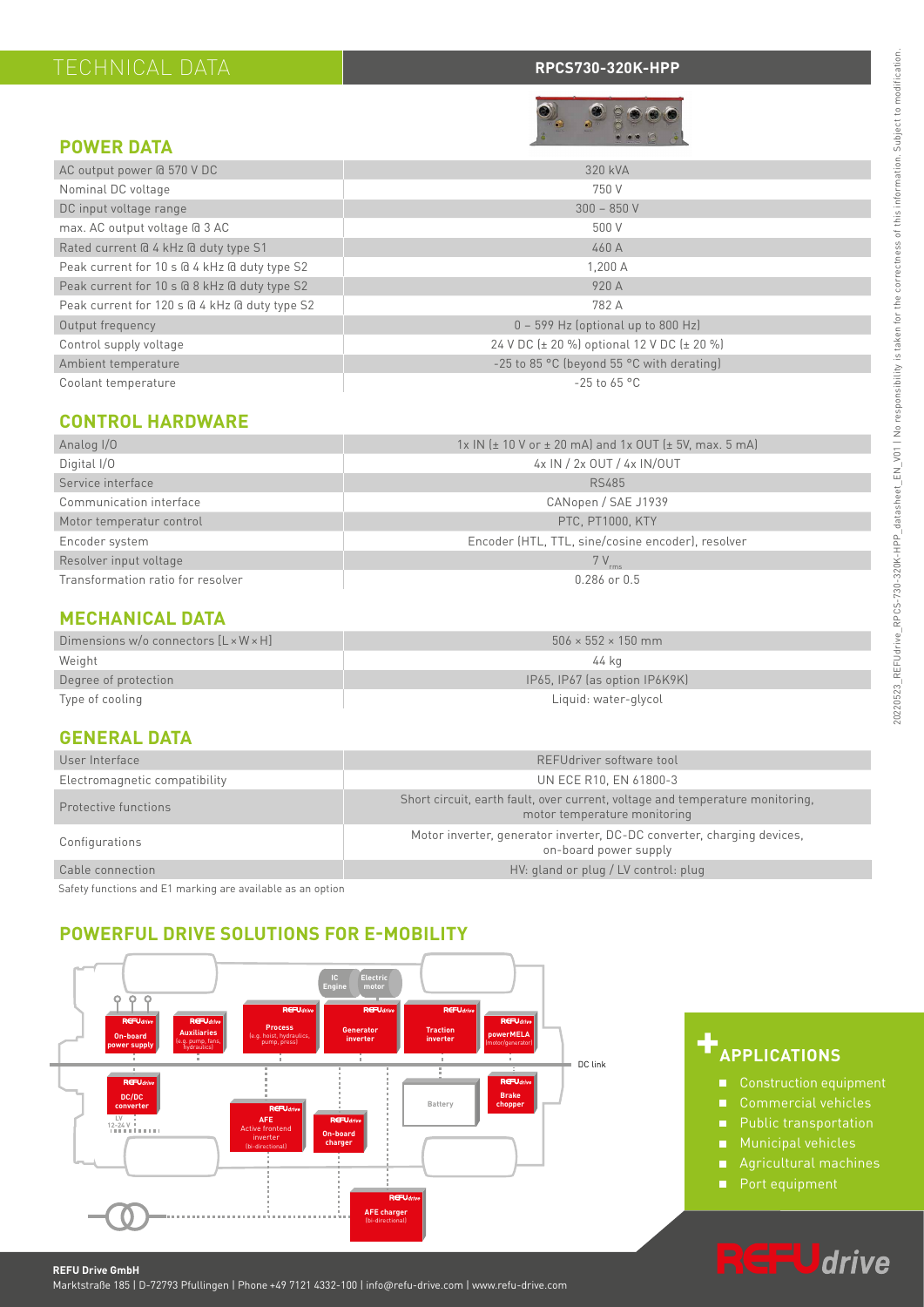# TECHNICAL DATA

**RPCS730-320K-HPP**

## POWER DATA

| | |
|---|---|
| AC output power @ 570 V DC | 320 kVA |
| Nominal DC voltage | 750 V |
| DC input voltage range | 300 – 850 V |
| max. AC output voltage @ 3 AC | 500 V |
| Rated current @ 4 kHz @ duty type S1 | 460 A |
| Peak current for 10 s @ 4 kHz @ duty type S2 | 1,200 A |
| Peak current for 10 s @ 8 kHz @ duty type S2 | 920 A |
| Peak current for 120 s @ 4 kHz @ duty type S2 | 782 A |
| Output frequency | 0 – 599 Hz (optional up to 800 Hz) |
| Control supply voltage | 24 V DC (± 20 %) optional 12 V DC (± 20 %) |
| Ambient temperature | -25 to 85 °C (beyond 55 °C with derating) |
| Coolant temperature | -25 to 65 °C |

## CONTROL HARDWARE

| | |
|---|---|
| Analog I/O | 1x IN (± 10 V or ± 20 mA) and 1x OUT (± 5V, max. 5 mA) |
| Digital I/O | 4x IN / 2x OUT / 4x IN/OUT |
| Service interface | RS485 |
| Communication interface | CANopen / SAE J1939 |
| Motor temperatur control | PTC, PT1000, KTY |
| Encoder system | Encoder (HTL, TTL, sine/cosine encoder), resolver |
| Resolver input voltage | $7\ V_{rms}$ |
| Transformation ratio for resolver | 0.286 or 0.5 |

## MECHANICAL DATA

| | |
|---|---|
| Dimensions w/o connectors [L × W × H] | 506 × 552 × 150 mm |
| Weight | 44 kg |
| Degree of protection | IP65, IP67 (as option IP6K9K) |
| Type of cooling | Liquid: water-glycol |

## GENERAL DATA

| | |
|---|---|
| User Interface | REFUdriver software tool |
| Electromagnetic compatibility | UN ECE R10, EN 61800-3 |
| Protective functions | Short circuit, earth fault, over current, voltage and temperature monitoring, motor temperature monitoring |
| Configurations | Motor inverter, generator inverter, DC-DC converter, charging devices, on-board power supply |
| Cable connection | HV: gland or plug / LV control: plug |

Safety functions and E1 marking are available as an option

## POWERFUL DRIVE SOLUTIONS FOR E-MOBILITY

IC Engine
Electric motor
On-board power supply
Auxiliaries (e.g. pump, fans, hydraulics)
Process (e.g. hoist, hydraulics, pump, press)
Generator inverter
Traction inverter
powerMELA (motor/generator)
DC link
DC/DC converter
LV 12-24 V
AFE Active frontend inverter (bi-directional)
On-board charger
Battery
Brake chopper
AFE charger (bi-directional)

## APPLICATIONS

- Construction equipment
- Commercial vehicles
- Public transportation
- Municipal vehicles
- Agricultural machines
- Port equipment

REFUdrive

**REFU Drive GmbH**
Marktstraße 185 | D-72793 Pfullingen | Phone +49 7121 4332-100 | info@refu-drive.com | www.refu-drive.com

20220523_REFUdrive_RPCS-730-320K-HPP_datasheet_EN_V01 | No responsibility is taken for the correctness of this information. Subject to modification.